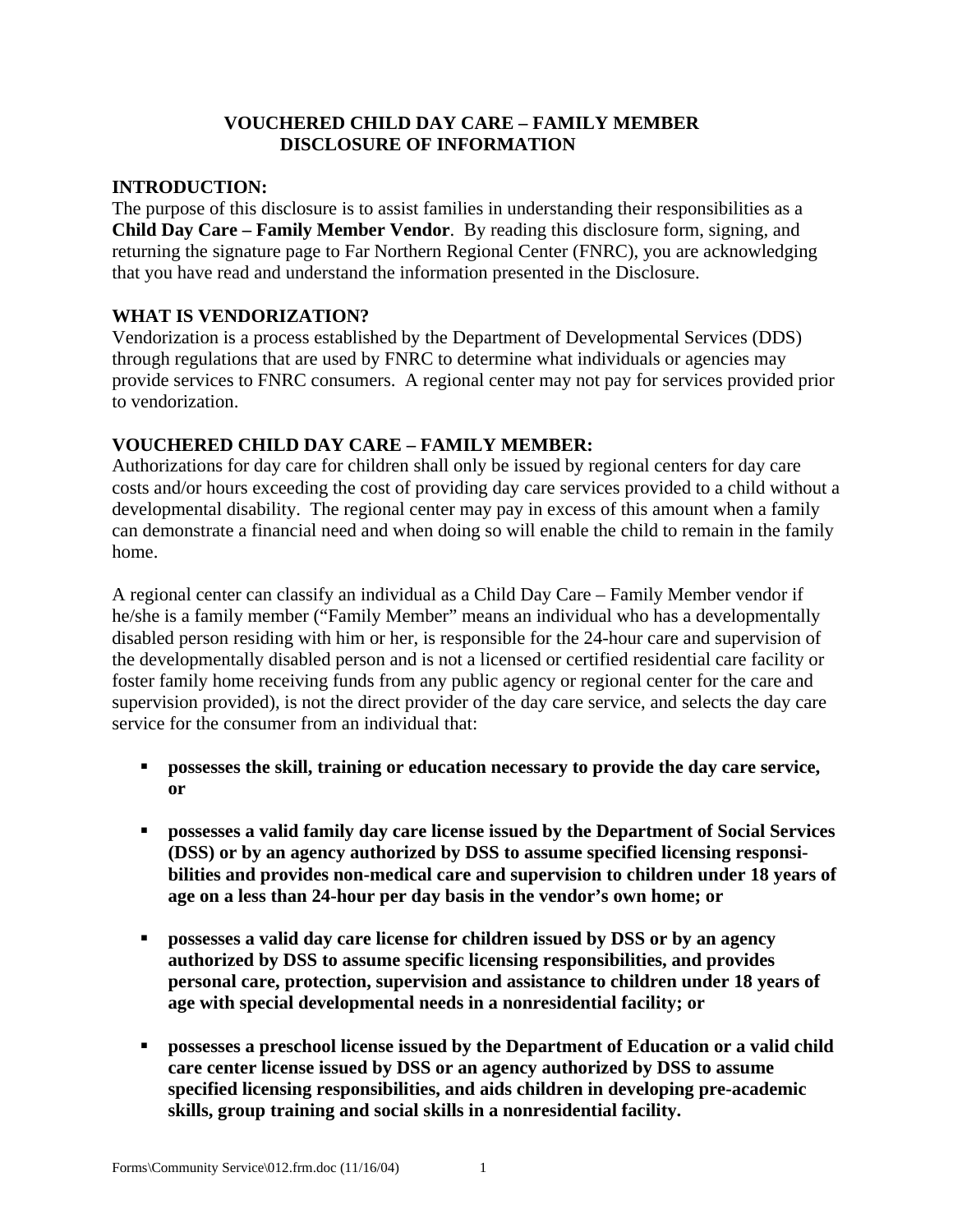# VOUCHERED CHILD DAY CARE – FAMILY MEMBER DISCLOSURE OF INFORMATION

## INTRODUCTION:

The purpose of this disclosure is to assist families in understanding their responsibilities as a **Child Day Care – Family Member Vendor**. By reading this disclosure form, signing, and returning the signature page to Far Northern Regional Center (FNRC), you are acknowledging that you have read and understand the information presented in the Disclosure.

## WHAT IS VENDORIZATION?

Vendorization is a process established by the Department of Developmental Services (DDS) through regulations that are used by FNRC to determine what individuals or agencies may provide services to FNRC consumers. A regional center may not pay for services provided prior to vendorization.

## VOUCHERED CHILD DAY CARE – FAMILY MEMBER:

Authorizations for day care for children shall only be issued by regional centers for day care costs and/or hours exceeding the cost of providing day care services provided to a child without a developmental disability. The regional center may pay in excess of this amount when a family can demonstrate a financial need and when doing so will enable the child to remain in the family home.

A regional center can classify an individual as a Child Day Care – Family Member vendor if he/she is a family member ("Family Member" means an individual who has a developmentally disabled person residing with him or her, is responsible for the 24-hour care and supervision of the developmentally disabled person and is not a licensed or certified residential care facility or foster family home receiving funds from any public agency or regional center for the care and supervision provided), is not the direct provider of the day care service, and selects the day care service for the consumer from an individual that:

- **possesses the skill, training or education necessary to provide the day care service, or**
- **possesses a valid family day care license issued by the Department of Social Services (DSS) or by an agency authorized by DSS to assume specified licensing responsibilities and provides non-medical care and supervision to children under 18 years of age on a less than 24-hour per day basis in the vendor's own home; or**
- **possesses a valid day care license for children issued by DSS or by an agency authorized by DSS to assume specific licensing responsibilities, and provides personal care, protection, supervision and assistance to children under 18 years of age with special developmental needs in a nonresidential facility; or**
- **possesses a preschool license issued by the Department of Education or a valid child care center license issued by DSS or an agency authorized by DSS to assume specified licensing responsibilities, and aids children in developing pre-academic skills, group training and social skills in a nonresidential facility.**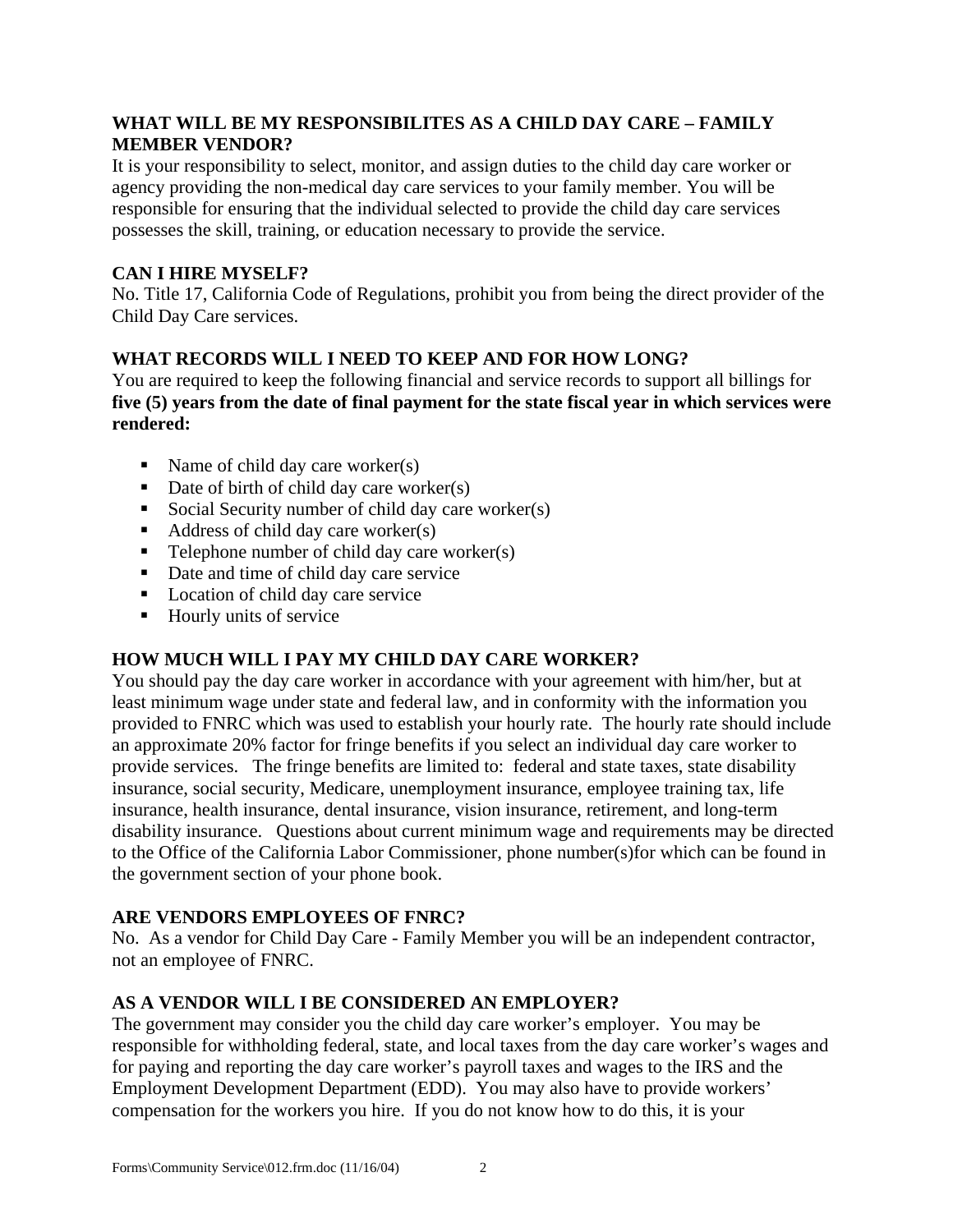### WHAT WILL BE MY RESPONSIBILITES AS A CHILD DAY CARE – FAMILY MEMBER VENDOR?

It is your responsibility to select, monitor, and assign duties to the child day care worker or agency providing the non-medical day care services to your family member. You will be responsible for ensuring that the individual selected to provide the child day care services possesses the skill, training, or education necessary to provide the service.

### CAN I HIRE MYSELF?

No. Title 17, California Code of Regulations, prohibit you from being the direct provider of the Child Day Care services.

### WHAT RECORDS WILL I NEED TO KEEP AND FOR HOW LONG?

You are required to keep the following financial and service records to support all billings for **five (5) years from the date of final payment for the state fiscal year in which services were rendered:**

- Name of child day care worker(s)
- Date of birth of child day care worker(s)
- Social Security number of child day care worker(s)
- Address of child day care worker(s)
- Telephone number of child day care worker(s)
- Date and time of child day care service
- Location of child day care service
- Hourly units of service

### HOW MUCH WILL I PAY MY CHILD DAY CARE WORKER?

You should pay the day care worker in accordance with your agreement with him/her, but at least minimum wage under state and federal law, and in conformity with the information you provided to FNRC which was used to establish your hourly rate. The hourly rate should include an approximate 20% factor for fringe benefits if you select an individual day care worker to provide services. The fringe benefits are limited to: federal and state taxes, state disability insurance, social security, Medicare, unemployment insurance, employee training tax, life insurance, health insurance, dental insurance, vision insurance, retirement, and long-term disability insurance. Questions about current minimum wage and requirements may be directed to the Office of the California Labor Commissioner, phone number(s)for which can be found in the government section of your phone book.

### ARE VENDORS EMPLOYEES OF FNRC?

No. As a vendor for Child Day Care - Family Member you will be an independent contractor, not an employee of FNRC.

### AS A VENDOR WILL I BE CONSIDERED AN EMPLOYER?

The government may consider you the child day care worker's employer. You may be responsible for withholding federal, state, and local taxes from the day care worker's wages and for paying and reporting the day care worker's payroll taxes and wages to the IRS and the Employment Development Department (EDD). You may also have to provide workers' compensation for the workers you hire. If you do not know how to do this, it is your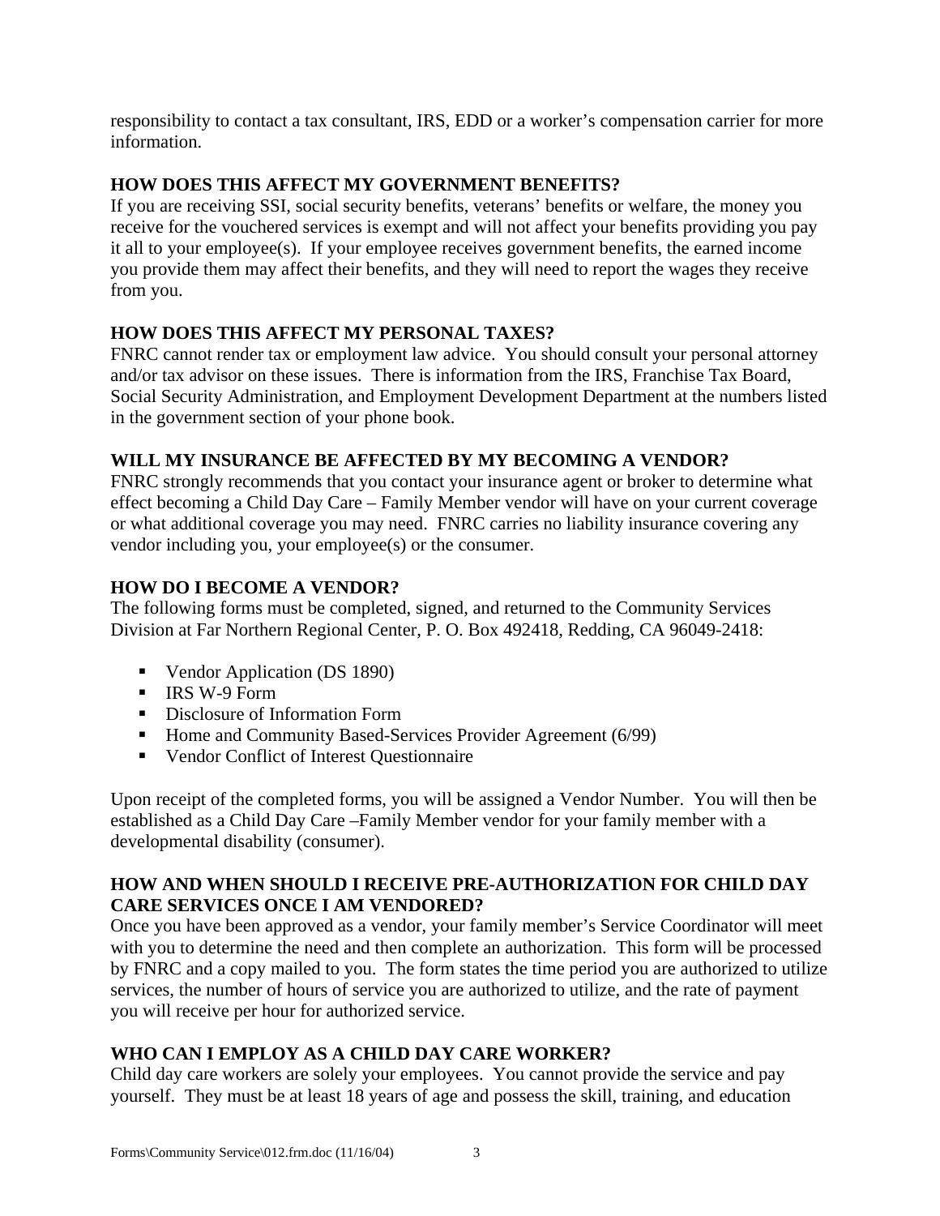responsibility to contact a tax consultant, IRS, EDD or a worker's compensation carrier for more information.

**HOW DOES THIS AFFECT MY GOVERNMENT BENEFITS?**

If you are receiving SSI, social security benefits, veterans' benefits or welfare, the money you receive for the vouchered services is exempt and will not affect your benefits providing you pay it all to your employee(s). If your employee receives government benefits, the earned income you provide them may affect their benefits, and they will need to report the wages they receive from you.

**HOW DOES THIS AFFECT MY PERSONAL TAXES?**

FNRC cannot render tax or employment law advice. You should consult your personal attorney and/or tax advisor on these issues. There is information from the IRS, Franchise Tax Board, Social Security Administration, and Employment Development Department at the numbers listed in the government section of your phone book.

**WILL MY INSURANCE BE AFFECTED BY MY BECOMING A VENDOR?**

FNRC strongly recommends that you contact your insurance agent or broker to determine what effect becoming a Child Day Care – Family Member vendor will have on your current coverage or what additional coverage you may need. FNRC carries no liability insurance covering any vendor including you, your employee(s) or the consumer.

**HOW DO I BECOME A VENDOR?**

The following forms must be completed, signed, and returned to the Community Services Division at Far Northern Regional Center, P. O. Box 492418, Redding, CA 96049-2418:

- Vendor Application (DS 1890)
- IRS W-9 Form
- Disclosure of Information Form
- Home and Community Based-Services Provider Agreement (6/99)
- Vendor Conflict of Interest Questionnaire

Upon receipt of the completed forms, you will be assigned a Vendor Number. You will then be established as a Child Day Care –Family Member vendor for your family member with a developmental disability (consumer).

**HOW AND WHEN SHOULD I RECEIVE PRE-AUTHORIZATION FOR CHILD DAY CARE SERVICES ONCE I AM VENDORED?**

Once you have been approved as a vendor, your family member's Service Coordinator will meet with you to determine the need and then complete an authorization. This form will be processed by FNRC and a copy mailed to you. The form states the time period you are authorized to utilize services, the number of hours of service you are authorized to utilize, and the rate of payment you will receive per hour for authorized service.

**WHO CAN I EMPLOY AS A CHILD DAY CARE WORKER?**

Child day care workers are solely your employees. You cannot provide the service and pay yourself. They must be at least 18 years of age and possess the skill, training, and education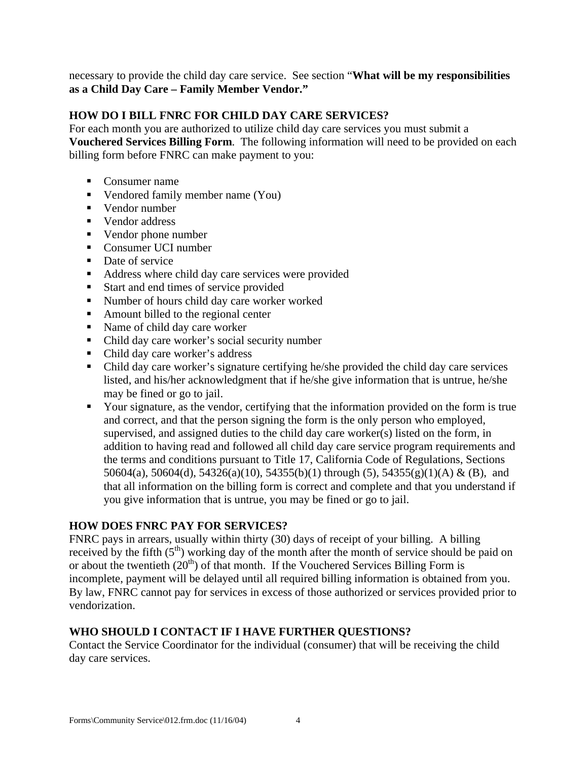necessary to provide the child day care service. See section "**What will be my responsibilities as a Child Day Care – Family Member Vendor.**"

## HOW DO I BILL FNRC FOR CHILD DAY CARE SERVICES?

For each month you are authorized to utilize child day care services you must submit a **Vouchered Services Billing Form**. The following information will need to be provided on each billing form before FNRC can make payment to you:

- Consumer name
- Vendored family member name (You)
- Vendor number
- Vendor address
- Vendor phone number
- Consumer UCI number
- Date of service
- Address where child day care services were provided
- Start and end times of service provided
- Number of hours child day care worker worked
- Amount billed to the regional center
- Name of child day care worker
- Child day care worker's social security number
- Child day care worker's address
- Child day care worker's signature certifying he/she provided the child day care services listed, and his/her acknowledgment that if he/she give information that is untrue, he/she may be fined or go to jail.
- Your signature, as the vendor, certifying that the information provided on the form is true and correct, and that the person signing the form is the only person who employed, supervised, and assigned duties to the child day care worker(s) listed on the form, in addition to having read and followed all child day care service program requirements and the terms and conditions pursuant to Title 17, California Code of Regulations, Sections 50604(a), 50604(d), 54326(a)(10), 54355(b)(1) through (5), 54355(g)(1)(A) & (B), and that all information on the billing form is correct and complete and that you understand if you give information that is untrue, you may be fined or go to jail.

## HOW DOES FNRC PAY FOR SERVICES?

FNRC pays in arrears, usually within thirty (30) days of receipt of your billing. A billing received by the fifth (5th) working day of the month after the month of service should be paid on or about the twentieth (20th) of that month. If the Vouchered Services Billing Form is incomplete, payment will be delayed until all required billing information is obtained from you. By law, FNRC cannot pay for services in excess of those authorized or services provided prior to vendorization.

## WHO SHOULD I CONTACT IF I HAVE FURTHER QUESTIONS?

Contact the Service Coordinator for the individual (consumer) that will be receiving the child day care services.

Forms\Community Service\012.frm.doc (11/16/04)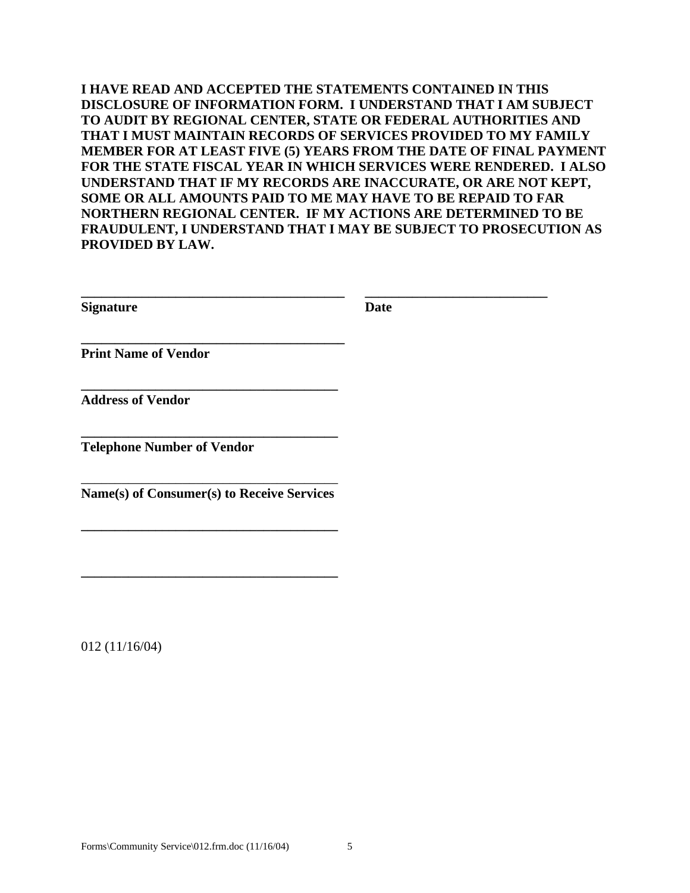**I HAVE READ AND ACCEPTED THE STATEMENTS CONTAINED IN THIS DISCLOSURE OF INFORMATION FORM. I UNDERSTAND THAT I AM SUBJECT TO AUDIT BY REGIONAL CENTER, STATE OR FEDERAL AUTHORITIES AND THAT I MUST MAINTAIN RECORDS OF SERVICES PROVIDED TO MY FAMILY MEMBER FOR AT LEAST FIVE (5) YEARS FROM THE DATE OF FINAL PAYMENT FOR THE STATE FISCAL YEAR IN WHICH SERVICES WERE RENDERED. I ALSO UNDERSTAND THAT IF MY RECORDS ARE INACCURATE, OR ARE NOT KEPT, SOME OR ALL AMOUNTS PAID TO ME MAY HAVE TO BE REPAID TO FAR NORTHERN REGIONAL CENTER. IF MY ACTIONS ARE DETERMINED TO BE FRAUDULENT, I UNDERSTAND THAT I MAY BE SUBJECT TO PROSECUTION AS PROVIDED BY LAW.**

_______________________________________ ___________________________
**Signature** **Date**

_______________________________________
**Print Name of Vendor**

_______________________________________
**Address of Vendor**

_______________________________________
**Telephone Number of Vendor**

_______________________________________
**Name(s) of Consumer(s) to Receive Services**

_______________________________________

_______________________________________

012 (11/16/04)

Forms\Community Service\012.frm.doc (11/16/04)